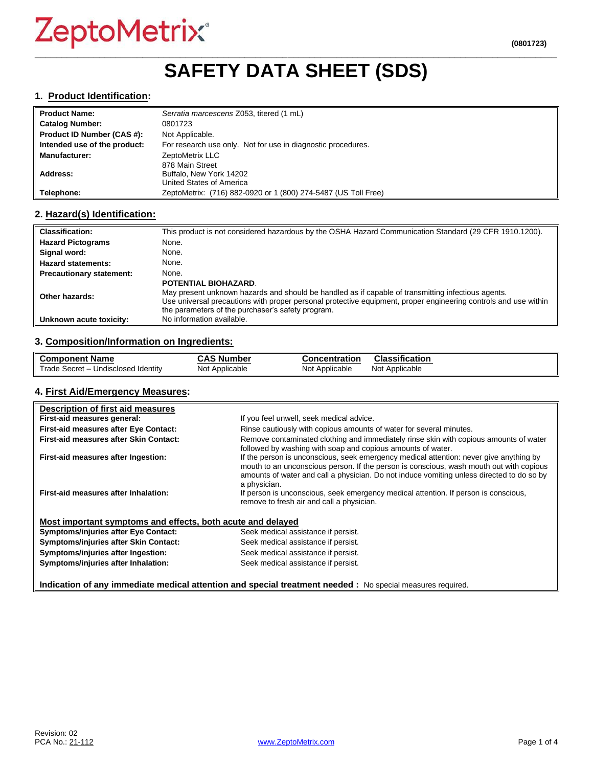ZeptoMetrix®

(0801723)

# SAFETY DATA SHEET (SDS)

## 1. Product Identification:

| | |
|---|---|
| **Product Name:** | *Serratia marcescens* Z053, titered (1 mL) |
| **Catalog Number:** | 0801723 |
| **Product ID Number (CAS #):** | Not Applicable. |
| **Intended use of the product:** | For research use only. Not for use in diagnostic procedures. |
| **Manufacturer:** | ZeptoMetrix LLC |
| **Address:** | 878 Main Street<br>Buffalo, New York 14202<br>United States of America |
| **Telephone:** | ZeptoMetrix: (716) 882-0920 or 1 (800) 274-5487 (US Toll Free) |

## 2. Hazard(s) Identification:

| | |
|---|---|
| **Classification:** | This product is not considered hazardous by the OSHA Hazard Communication Standard (29 CFR 1910.1200). |
| **Hazard Pictograms** | None. |
| **Signal word:** | None. |
| **Hazard statements:** | None. |
| **Precautionary statement:** | None. |
| **Other hazards:** | **POTENTIAL BIOHAZARD**.<br>May present unknown hazards and should be handled as if capable of transmitting infectious agents.<br>Use universal precautions with proper personal protective equipment, proper engineering controls and use within the parameters of the purchaser's safety program. |
| **Unknown acute toxicity:** | No information available. |

## 3. Composition/Information on Ingredients:

| Component Name | CAS Number | Concentration | Classification |
|---|---|---|---|
| Trade Secret – Undisclosed Identity | Not Applicable | Not Applicable | Not Applicable |

## 4. First Aid/Emergency Measures:

**Description of first aid measures**

| | |
|---|---|
| **First-aid measures general:** | If you feel unwell, seek medical advice. |
| **First-aid measures after Eye Contact:** | Rinse cautiously with copious amounts of water for several minutes. |
| **First-aid measures after Skin Contact:** | Remove contaminated clothing and immediately rinse skin with copious amounts of water followed by washing with soap and copious amounts of water. |
| **First-aid measures after Ingestion:** | If the person is unconscious, seek emergency medical attention: never give anything by mouth to an unconscious person. If the person is conscious, wash mouth out with copious amounts of water and call a physician. Do not induce vomiting unless directed to do so by a physician. |
| **First-aid measures after Inhalation:** | If person is unconscious, seek emergency medical attention. If person is conscious, remove to fresh air and call a physician. |

**Most important symptoms and effects, both acute and delayed**

| | |
|---|---|
| **Symptoms/injuries after Eye Contact:** | Seek medical assistance if persist. |
| **Symptoms/injuries after Skin Contact:** | Seek medical assistance if persist. |
| **Symptoms/injuries after Ingestion:** | Seek medical assistance if persist. |
| **Symptoms/injuries after Inhalation:** | Seek medical assistance if persist. |

**Indication of any immediate medical attention and special treatment needed :** No special measures required.

Revision: 02
PCA No.: 21-112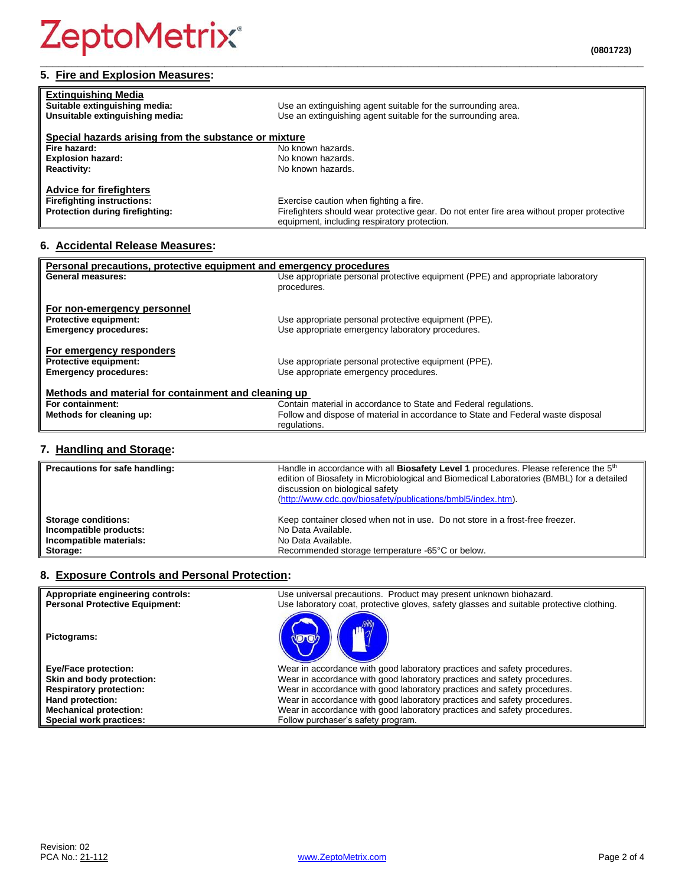## 5. Fire and Explosion Measures:

| | |
|---|---|
| **Extinguishing Media** | |
| **Suitable extinguishing media:** | Use an extinguishing agent suitable for the surrounding area. |
| **Unsuitable extinguishing media:** | Use an extinguishing agent suitable for the surrounding area. |
| **Special hazards arising from the substance or mixture** | |
| **Fire hazard:** | No known hazards. |
| **Explosion hazard:** | No known hazards. |
| **Reactivity:** | No known hazards. |
| **Advice for firefighters** | |
| **Firefighting instructions:** | Exercise caution when fighting a fire. |
| **Protection during firefighting:** | Firefighters should wear protective gear. Do not enter fire area without proper protective equipment, including respiratory protection. |

## 6. Accidental Release Measures:

| | |
|---|---|
| **Personal precautions, protective equipment and emergency procedures** | |
| **General measures:** | Use appropriate personal protective equipment (PPE) and appropriate laboratory procedures. |
| **For non-emergency personnel** | |
| **Protective equipment:** | Use appropriate personal protective equipment (PPE). |
| **Emergency procedures:** | Use appropriate emergency laboratory procedures. |
| **For emergency responders** | |
| **Protective equipment:** | Use appropriate personal protective equipment (PPE). |
| **Emergency procedures:** | Use appropriate emergency procedures. |
| **Methods and material for containment and cleaning up** | |
| **For containment:** | Contain material in accordance to State and Federal regulations. |
| **Methods for cleaning up:** | Follow and dispose of material in accordance to State and Federal waste disposal regulations. |

## 7. Handling and Storage:

| | |
|---|---|
| **Precautions for safe handling:** | Handle in accordance with all **Biosafety Level 1** procedures. Please reference the 5th edition of Biosafety in Microbiological and Biomedical Laboratories (BMBL) for a detailed discussion on biological safety (http://www.cdc.gov/biosafety/publications/bmbl5/index.htm). |
| **Storage conditions:** | Keep container closed when not in use. Do not store in a frost-free freezer. |
| **Incompatible products:** | No Data Available. |
| **Incompatible materials:** | No Data Available. |
| **Storage:** | Recommended storage temperature -65°C or below. |

## 8. Exposure Controls and Personal Protection:

| | |
|---|---|
| **Appropriate engineering controls:** | Use universal precautions. Product may present unknown biohazard. |
| **Personal Protective Equipment:** | Use laboratory coat, protective gloves, safety glasses and suitable protective clothing. |
| **Pictograms:** | |
| **Eye/Face protection:** | Wear in accordance with good laboratory practices and safety procedures. |
| **Skin and body protection:** | Wear in accordance with good laboratory practices and safety procedures. |
| **Respiratory protection:** | Wear in accordance with good laboratory practices and safety procedures. |
| **Hand protection:** | Wear in accordance with good laboratory practices and safety procedures. |
| **Mechanical protection:** | Wear in accordance with good laboratory practices and safety procedures. |
| **Special work practices:** | Follow purchaser's safety program. |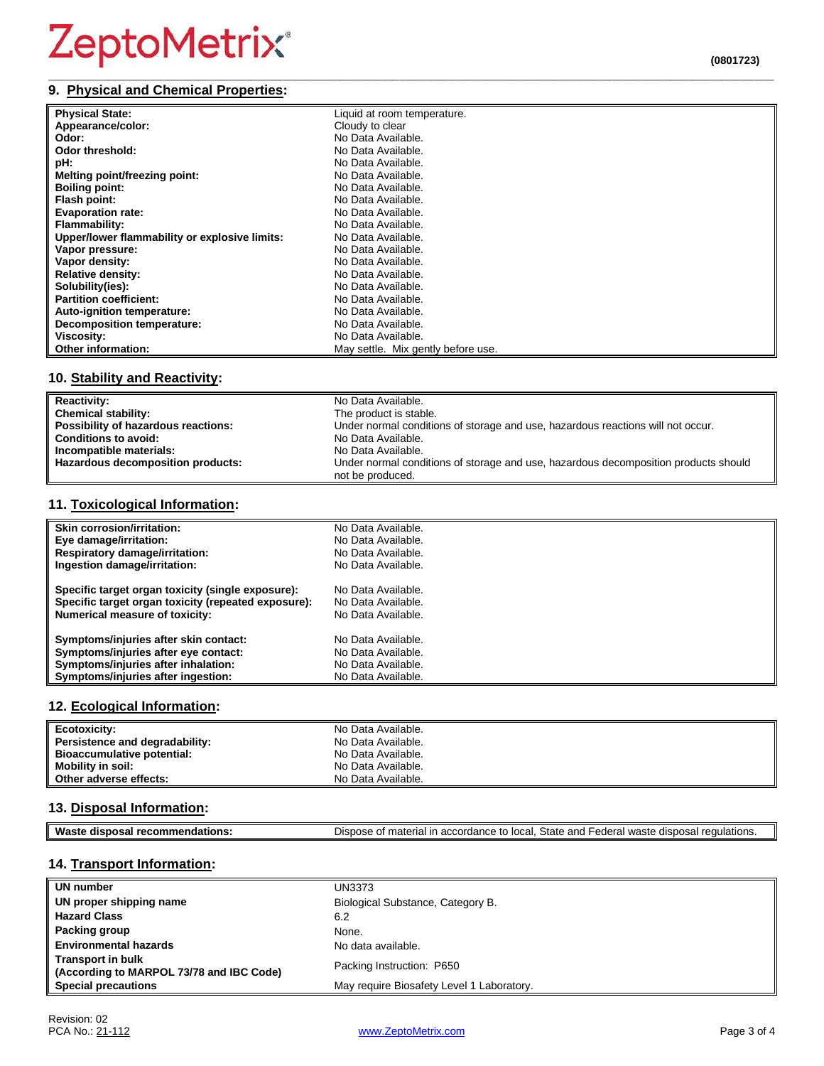## 9. Physical and Chemical Properties:

| | |
|---|---|
| **Physical State:** | Liquid at room temperature. |
| **Appearance/color:** | Cloudy to clear |
| **Odor:** | No Data Available. |
| **Odor threshold:** | No Data Available. |
| **pH:** | No Data Available. |
| **Melting point/freezing point:** | No Data Available. |
| **Boiling point:** | No Data Available. |
| **Flash point:** | No Data Available. |
| **Evaporation rate:** | No Data Available. |
| **Flammability:** | No Data Available. |
| **Upper/lower flammability or explosive limits:** | No Data Available. |
| **Vapor pressure:** | No Data Available. |
| **Vapor density:** | No Data Available. |
| **Relative density:** | No Data Available. |
| **Solubility(ies):** | No Data Available. |
| **Partition coefficient:** | No Data Available. |
| **Auto-ignition temperature:** | No Data Available. |
| **Decomposition temperature:** | No Data Available. |
| **Viscosity:** | No Data Available. |
| **Other information:** | May settle. Mix gently before use. |

## 10. Stability and Reactivity:

| | |
|---|---|
| **Reactivity:** | No Data Available. |
| **Chemical stability:** | The product is stable. |
| **Possibility of hazardous reactions:** | Under normal conditions of storage and use, hazardous reactions will not occur. |
| **Conditions to avoid:** | No Data Available. |
| **Incompatible materials:** | No Data Available. |
| **Hazardous decomposition products:** | Under normal conditions of storage and use, hazardous decomposition products should not be produced. |

## 11. Toxicological Information:

| | |
|---|---|
| **Skin corrosion/irritation:** | No Data Available. |
| **Eye damage/irritation:** | No Data Available. |
| **Respiratory damage/irritation:** | No Data Available. |
| **Ingestion damage/irritation:** | No Data Available. |
| **Specific target organ toxicity (single exposure):** | No Data Available. |
| **Specific target organ toxicity (repeated exposure):** | No Data Available. |
| **Numerical measure of toxicity:** | No Data Available. |
| **Symptoms/injuries after skin contact:** | No Data Available. |
| **Symptoms/injuries after eye contact:** | No Data Available. |
| **Symptoms/injuries after inhalation:** | No Data Available. |
| **Symptoms/injuries after ingestion:** | No Data Available. |

## 12. Ecological Information:

| | |
|---|---|
| **Ecotoxicity:** | No Data Available. |
| **Persistence and degradability:** | No Data Available. |
| **Bioaccumulative potential:** | No Data Available. |
| **Mobility in soil:** | No Data Available. |
| **Other adverse effects:** | No Data Available. |

## 13. Disposal Information:

| | |
|---|---|
| **Waste disposal recommendations:** | Dispose of material in accordance to local, State and Federal waste disposal regulations. |

## 14. Transport Information:

| | |
|---|---|
| **UN number** | UN3373 |
| **UN proper shipping name** | Biological Substance, Category B. |
| **Hazard Class** | 6.2 |
| **Packing group** | None. |
| **Environmental hazards** | No data available. |
| **Transport in bulk (According to MARPOL 73/78 and IBC Code)** | Packing Instruction: P650 |
| **Special precautions** | May require Biosafety Level 1 Laboratory. |

Revision: 02
PCA No.: 21-112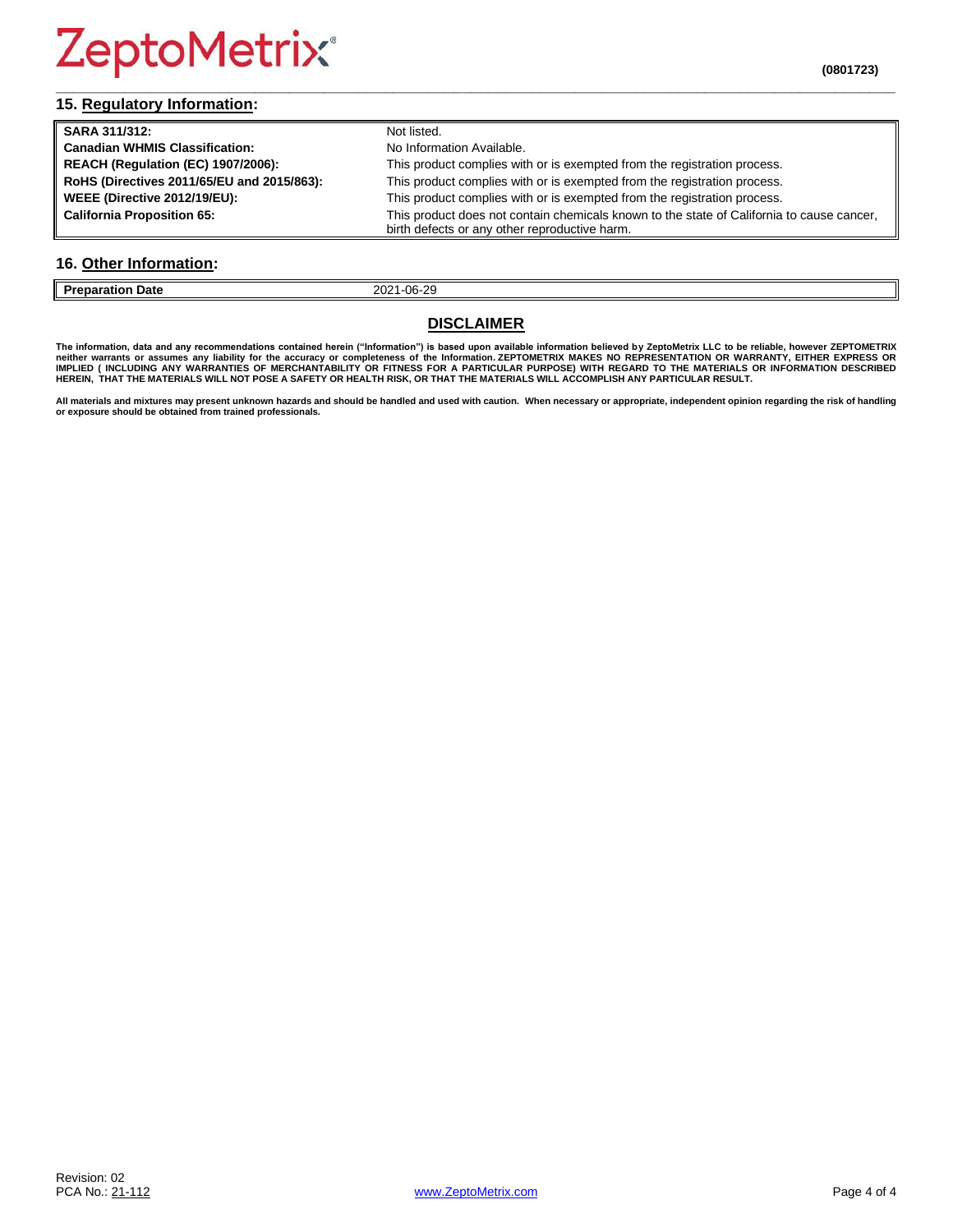## 15. Regulatory Information:

| | |
|---|---|
| **SARA 311/312:** | Not listed. |
| **Canadian WHMIS Classification:** | No Information Available. |
| **REACH (Regulation (EC) 1907/2006):** | This product complies with or is exempted from the registration process. |
| **RoHS (Directives 2011/65/EU and 2015/863):** | This product complies with or is exempted from the registration process. |
| **WEEE (Directive 2012/19/EU):** | This product complies with or is exempted from the registration process. |
| **California Proposition 65:** | This product does not contain chemicals known to the state of California to cause cancer, birth defects or any other reproductive harm. |

## 16. Other Information:

| | |
|---|---|
| **Preparation Date** | 2021-06-29 |

## DISCLAIMER

**The information, data and any recommendations contained herein ("Information") is based upon available information believed by ZeptoMetrix LLC to be reliable, however ZEPTOMETRIX neither warrants or assumes any liability for the accuracy or completeness of the Information. ZEPTOMETRIX MAKES NO REPRESENTATION OR WARRANTY, EITHER EXPRESS OR IMPLIED ( INCLUDING ANY WARRANTIES OF MERCHANTABILITY OR FITNESS FOR A PARTICULAR PURPOSE) WITH REGARD TO THE MATERIALS OR INFORMATION DESCRIBED HEREIN, THAT THE MATERIALS WILL NOT POSE A SAFETY OR HEALTH RISK, OR THAT THE MATERIALS WILL ACCOMPLISH ANY PARTICULAR RESULT.**

**All materials and mixtures may present unknown hazards and should be handled and used with caution. When necessary or appropriate, independent opinion regarding the risk of handling or exposure should be obtained from trained professionals.**